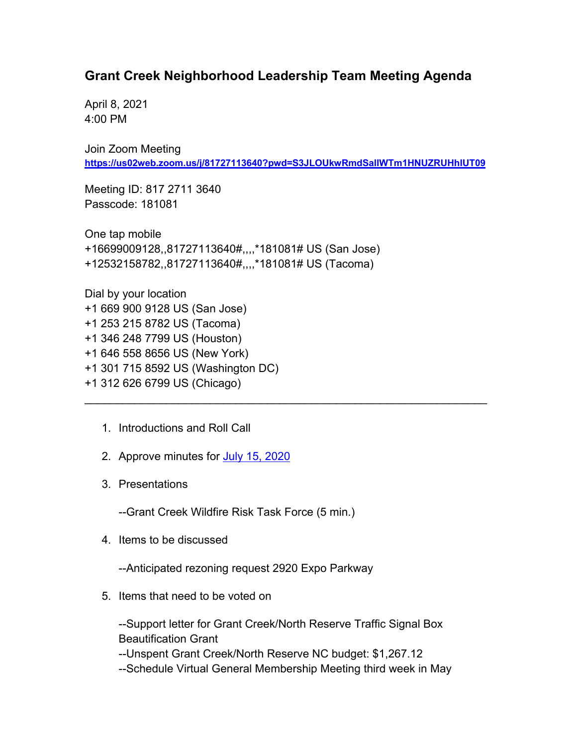## Grant Creek Neighborhood Leadership Team Meeting Agenda

April 8, 2021
4:00 PM

Join Zoom Meeting
[https://us02web.zoom.us/j/81727113640?pwd=S3JLOUkwRmdSallWTm1HNUZRUHhlUT09](https://us02web.zoom.us/j/81727113640?pwd=S3JLOUkwRmdSallWTm1HNUZRUHhlUT09)

Meeting ID: 817 2711 3640
Passcode: 181081

One tap mobile
+16699009128,,81727113640#,,,,*181081# US (San Jose)
+12532158782,,81727113640#,,,,*181081# US (Tacoma)

Dial by your location
+1 669 900 9128 US (San Jose)
+1 253 215 8782 US (Tacoma)
+1 346 248 7799 US (Houston)
+1 646 558 8656 US (New York)
+1 301 715 8592 US (Washington DC)
+1 312 626 6799 US (Chicago)

---

1. Introductions and Roll Call

2. Approve minutes for July 15, 2020

3. Presentations

   --Grant Creek Wildfire Risk Task Force (5 min.)

4. Items to be discussed

   --Anticipated rezoning request 2920 Expo Parkway

5. Items that need to be voted on

   --Support letter for Grant Creek/North Reserve Traffic Signal Box Beautification Grant
   --Unspent Grant Creek/North Reserve NC budget: $1,267.12
   --Schedule Virtual General Membership Meeting third week in May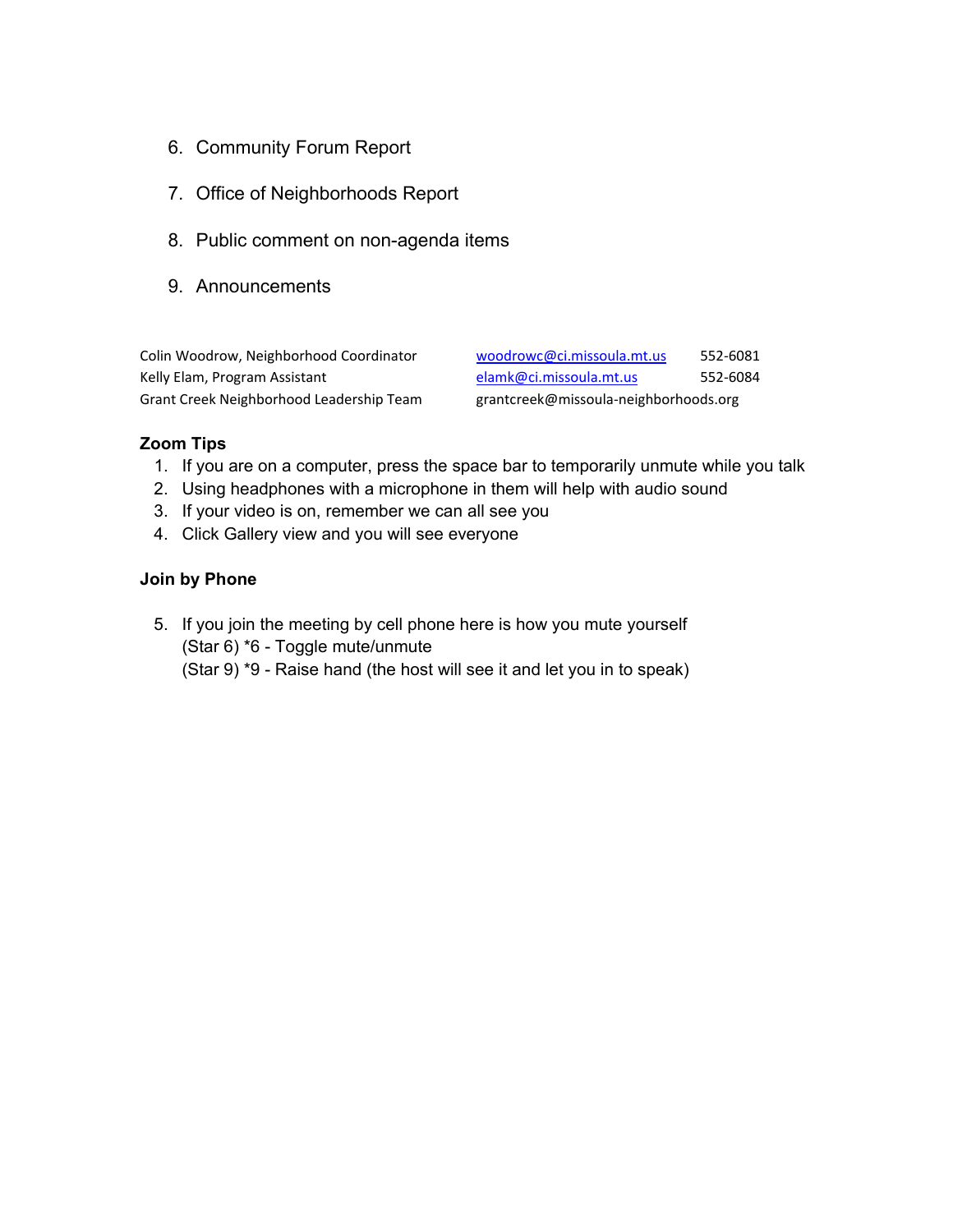6. Community Forum Report

7. Office of Neighborhoods Report

8. Public comment on non-agenda items

9. Announcements

| | | |
|---|---|---|
| Colin Woodrow, Neighborhood Coordinator | woodrowc@ci.missoula.mt.us | 552-6081 |
| Kelly Elam, Program Assistant | elamk@ci.missoula.mt.us | 552-6084 |
| Grant Creek Neighborhood Leadership Team | grantcreek@missoula-neighborhoods.org | |

**Zoom Tips**

1. If you are on a computer, press the space bar to temporarily unmute while you talk
2. Using headphones with a microphone in them will help with audio sound
3. If your video is on, remember we can all see you
4. Click Gallery view and you will see everyone

**Join by Phone**

5. If you join the meeting by cell phone here is how you mute yourself
   (Star 6) *6 - Toggle mute/unmute
   (Star 9) *9 - Raise hand (the host will see it and let you in to speak)